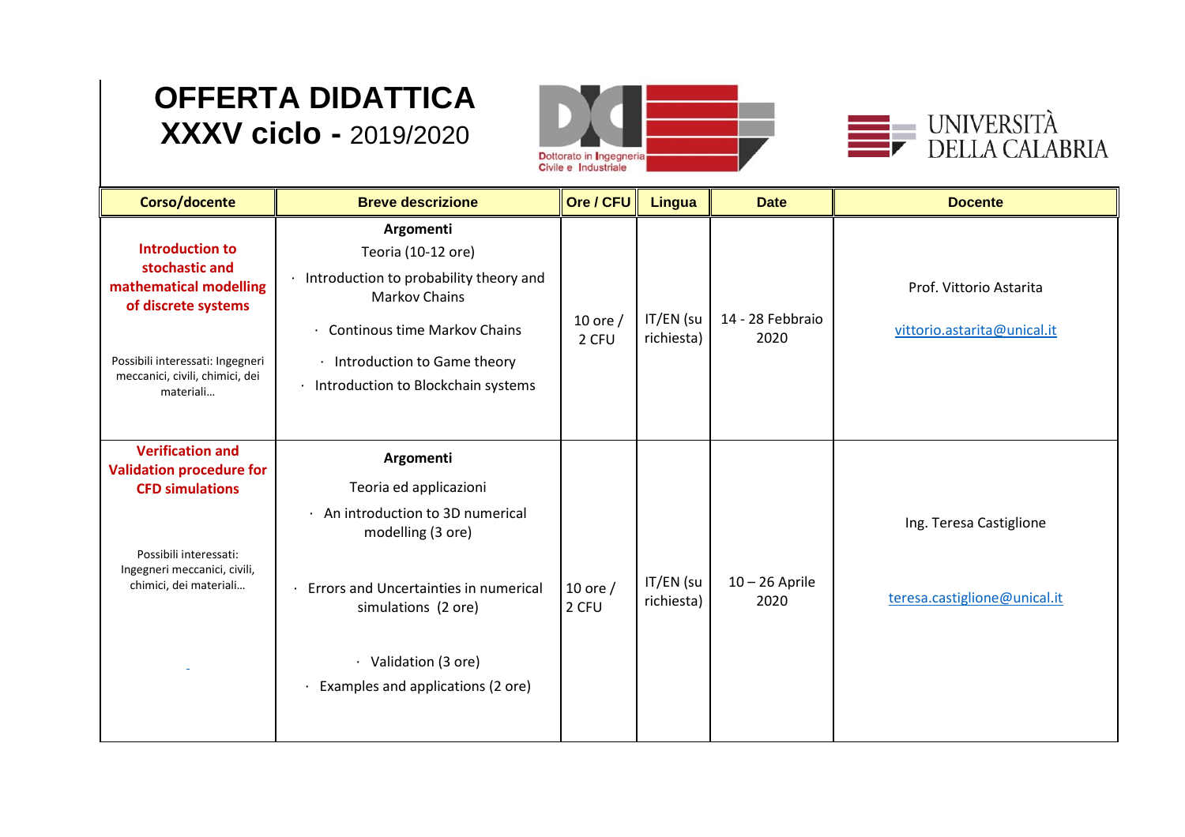# OFFERTA DIDATTICA
## XXXV ciclo - 2019/2020

Dottorato in Ingegneria Civile e Industriale

UNIVERSITÀ DELLA CALABRIA

| Corso/docente | Breve descrizione | Ore / CFU | Lingua | Date | Docente |
|---|---|---|---|---|---|
| **Introduction to stochastic and mathematical modelling of discrete systems**<br><br>Possibili interessati: Ingegneri meccanici, civili, chimici, dei materiali… | **Argomenti**<br>Teoria (10-12 ore)<br>· Introduction to probability theory and Markov Chains<br>· Continous time Markov Chains<br>· Introduction to Game theory<br>· Introduction to Blockchain systems | 10 ore / 2 CFU | IT/EN (su richiesta) | 14 - 28 Febbraio 2020 | Prof. Vittorio Astarita<br><br>vittorio.astarita@unical.it |
| **Verification and Validation procedure for CFD simulations**<br><br>Possibili interessati: Ingegneri meccanici, civili, chimici, dei materiali… | **Argomenti**<br>Teoria ed applicazioni<br>· An introduction to 3D numerical modelling (3 ore)<br>· Errors and Uncertainties in numerical simulations (2 ore)<br>· Validation (3 ore)<br>· Examples and applications (2 ore) | 10 ore / 2 CFU | IT/EN (su richiesta) | 10 – 26 Aprile 2020 | Ing. Teresa Castiglione<br><br>teresa.castiglione@unical.it |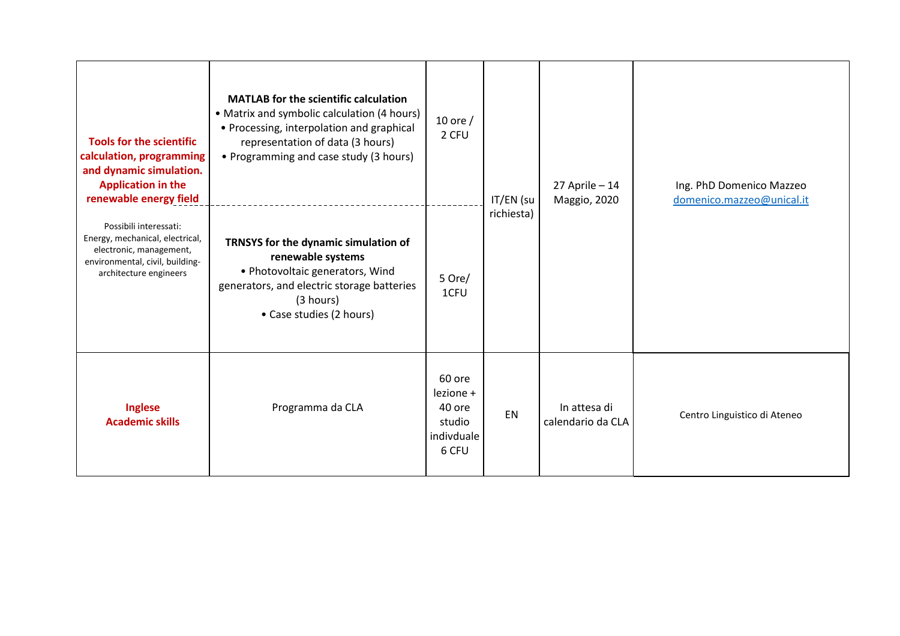| | | | | | |
|---|---|---|---|---|---|
| **Tools for the scientific calculation, programming and dynamic simulation. Application in the renewable energy field**<br><br>Possibili interessati: Energy, mechanical, electrical, electronic, management, environmental, civil, building-architecture engineers | **MATLAB for the scientific calculation**<br>• Matrix and symbolic calculation (4 hours)<br>• Processing, interpolation and graphical representation of data (3 hours)<br>• Programming and case study (3 hours) | 10 ore / 2 CFU | IT/EN (su richiesta) | 27 Aprile – 14 Maggio, 2020 | Ing. PhD Domenico Mazzeo<br>domenico.mazzeo@unical.it |
| | **TRNSYS for the dynamic simulation of renewable systems**<br>• Photovoltaic generators, Wind generators, and electric storage batteries (3 hours)<br>• Case studies (2 hours) | 5 Ore/ 1CFU | | | |
| **Inglese Academic skills** | Programma da CLA | 60 ore lezione + 40 ore studio indivduale 6 CFU | EN | In attesa di calendario da CLA | Centro Linguistico di Ateneo |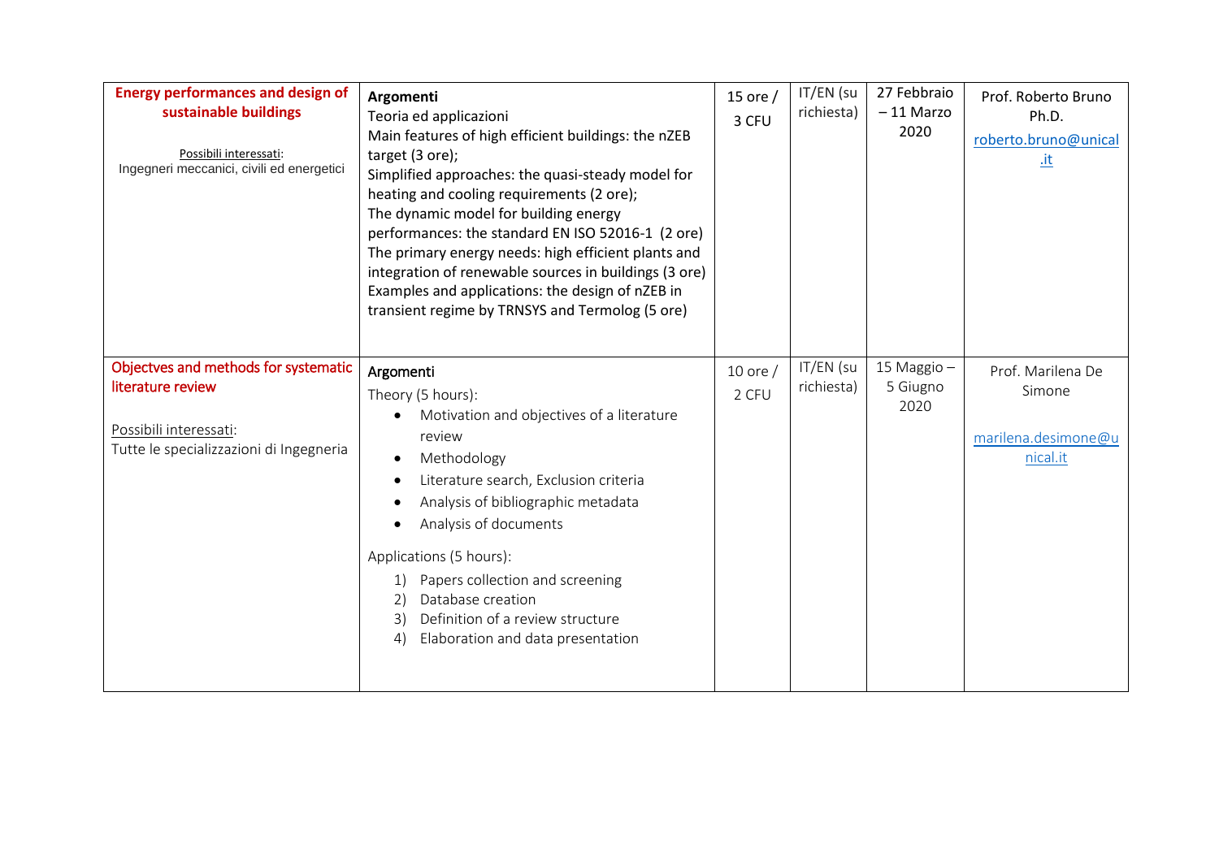| | | | | | |
|---|---|---|---|---|---|
| **Energy performances and design of sustainable buildings**<br><br>Possibili interessati:<br>Ingegneri meccanici, civili ed energetici | **Argomenti**<br>Teoria ed applicazioni<br>Main features of high efficient buildings: the nZEB target (3 ore);<br>Simplified approaches: the quasi-steady model for heating and cooling requirements (2 ore);<br>The dynamic model for building energy performances: the standard EN ISO 52016-1 (2 ore)<br>The primary energy needs: high efficient plants and integration of renewable sources in buildings (3 ore)<br>Examples and applications: the design of nZEB in transient regime by TRNSYS and Termolog (5 ore) | 15 ore / 3 CFU | IT/EN (su richiesta) | 27 Febbraio – 11 Marzo 2020 | Prof. Roberto Bruno Ph.D.<br>roberto.bruno@unical.it |
| Objectves and methods for systematic literature review<br><br>Possibili interessati:<br>Tutte le specializzazioni di Ingegneria | Argomenti<br>Theory (5 hours):<br>• Motivation and objectives of a literature review<br>• Methodology<br>• Literature search, Exclusion criteria<br>• Analysis of bibliographic metadata<br>• Analysis of documents<br><br>Applications (5 hours):<br>1) Papers collection and screening<br>2) Database creation<br>3) Definition of a review structure<br>4) Elaboration and data presentation | 10 ore / 2 CFU | IT/EN (su richiesta) | 15 Maggio – 5 Giugno 2020 | Prof. Marilena De Simone<br><br>marilena.desimone@unical.it |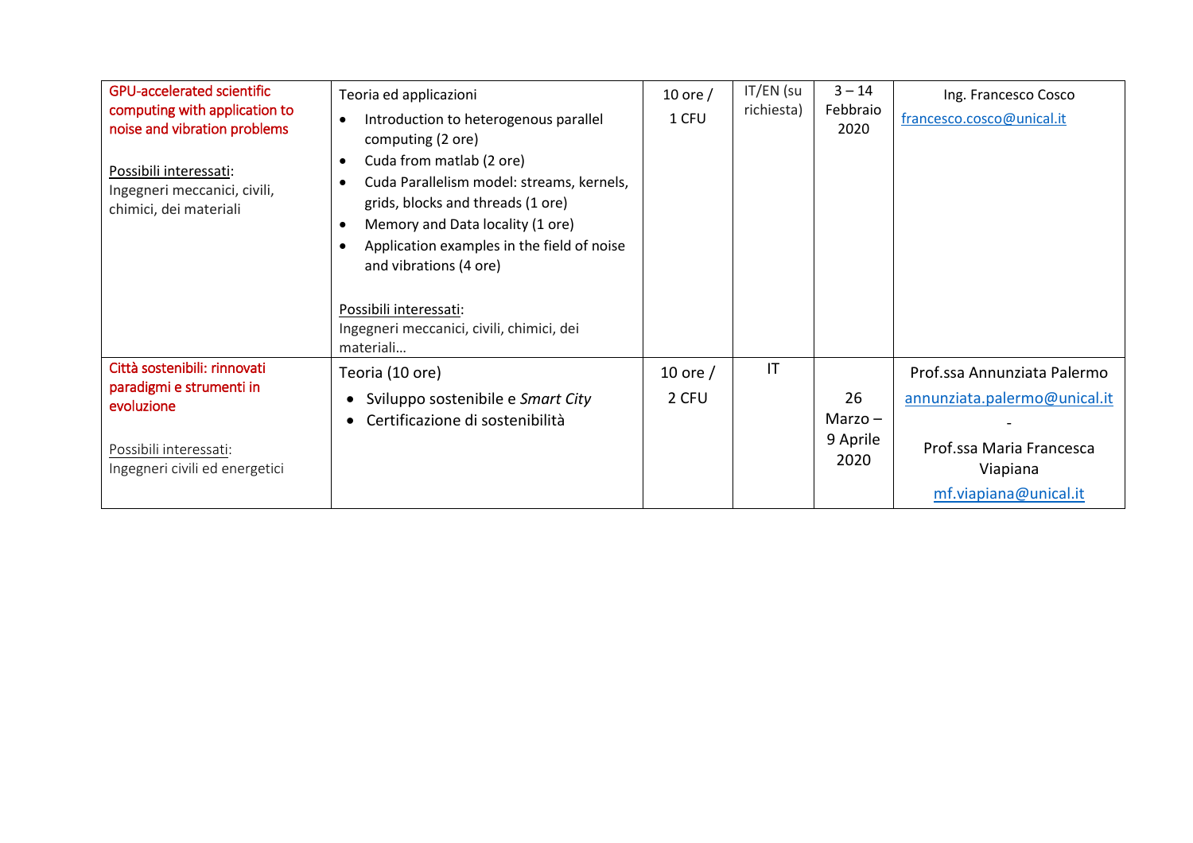| | | | | | |
|---|---|---|---|---|---|
| GPU-accelerated scientific computing with application to noise and vibration problems<br><br><u>Possibili interessati</u>:<br>Ingegneri meccanici, civili, chimici, dei materiali | Teoria ed applicazioni<br>• Introduction to heterogenous parallel computing (2 ore)<br>• Cuda from matlab (2 ore)<br>• Cuda Parallelism model: streams, kernels, grids, blocks and threads (1 ore)<br>• Memory and Data locality (1 ore)<br>• Application examples in the field of noise and vibrations (4 ore)<br><br><u>Possibili interessati</u>:<br>Ingegneri meccanici, civili, chimici, dei materiali… | 10 ore / 1 CFU | IT/EN (su richiesta) | 3 – 14 Febbraio 2020 | Ing. Francesco Cosco<br>francesco.cosco@unical.it |
| Città sostenibili: rinnovati paradigmi e strumenti in evoluzione<br><br><u>Possibili interessati</u>:<br>Ingegneri civili ed energetici | Teoria (10 ore)<br>• Sviluppo sostenibile e *Smart City*<br>• Certificazione di sostenibilità | 10 ore / 2 CFU | IT | 26 Marzo – 9 Aprile 2020 | Prof.ssa Annunziata Palermo<br>annunziata.palermo@unical.it<br>-<br>Prof.ssa Maria Francesca Viapiana<br>mf.viapiana@unical.it |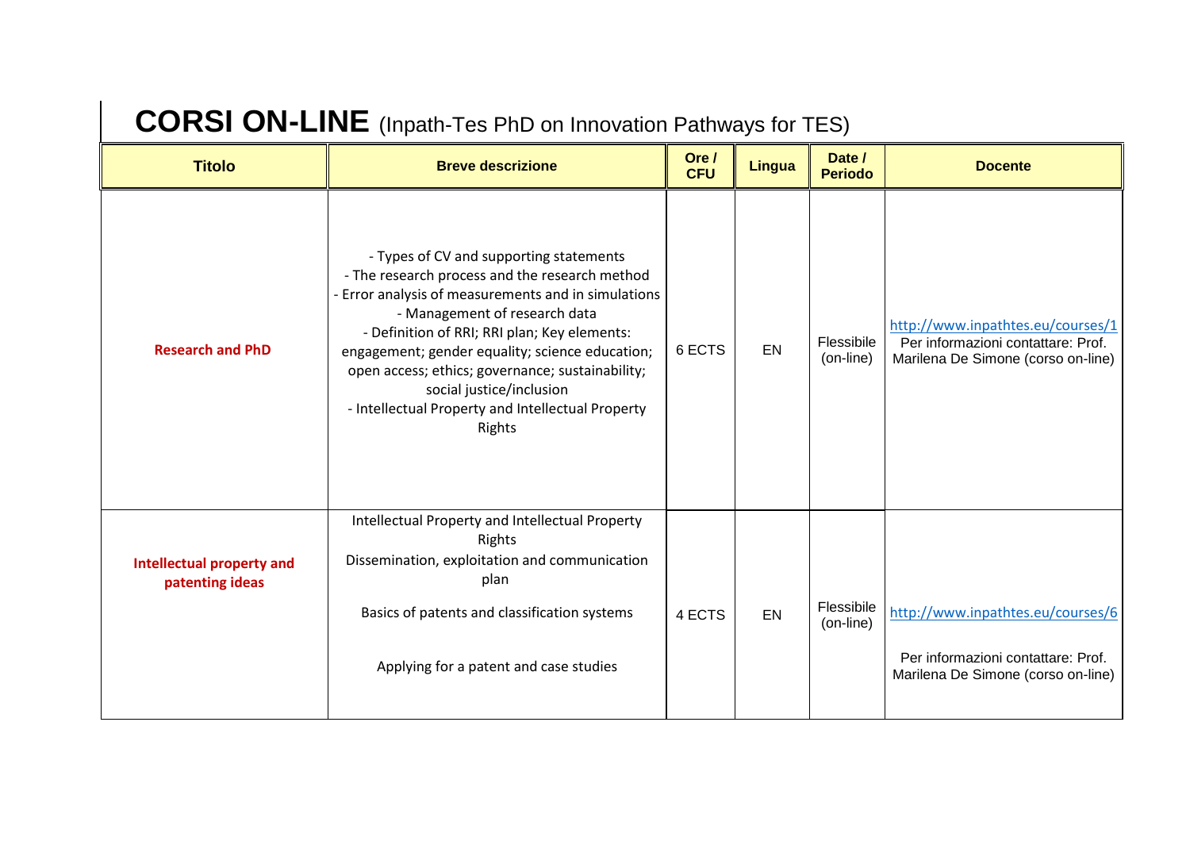# CORSI ON-LINE (Inpath-Tes PhD on Innovation Pathways for TES)

| Titolo | Breve descrizione | Ore / CFU | Lingua | Date / Periodo | Docente |
|---|---|---|---|---|---|
| **Research and PhD** | - Types of CV and supporting statements<br>- The research process and the research method<br>- Error analysis of measurements and in simulations<br>- Management of research data<br>- Definition of RRI; RRI plan; Key elements: engagement; gender equality; science education; open access; ethics; governance; sustainability; social justice/inclusion<br>- Intellectual Property and Intellectual Property Rights | 6 ECTS | EN | Flessibile (on-line) | http://www.inpathtes.eu/courses/1<br>Per informazioni contattare: Prof. Marilena De Simone (corso on-line) |
| **Intellectual property and patenting ideas** | Intellectual Property and Intellectual Property Rights<br>Dissemination, exploitation and communication plan<br>Basics of patents and classification systems<br>Applying for a patent and case studies | 4 ECTS | EN | Flessibile (on-line) | http://www.inpathtes.eu/courses/6<br>Per informazioni contattare: Prof. Marilena De Simone (corso on-line) |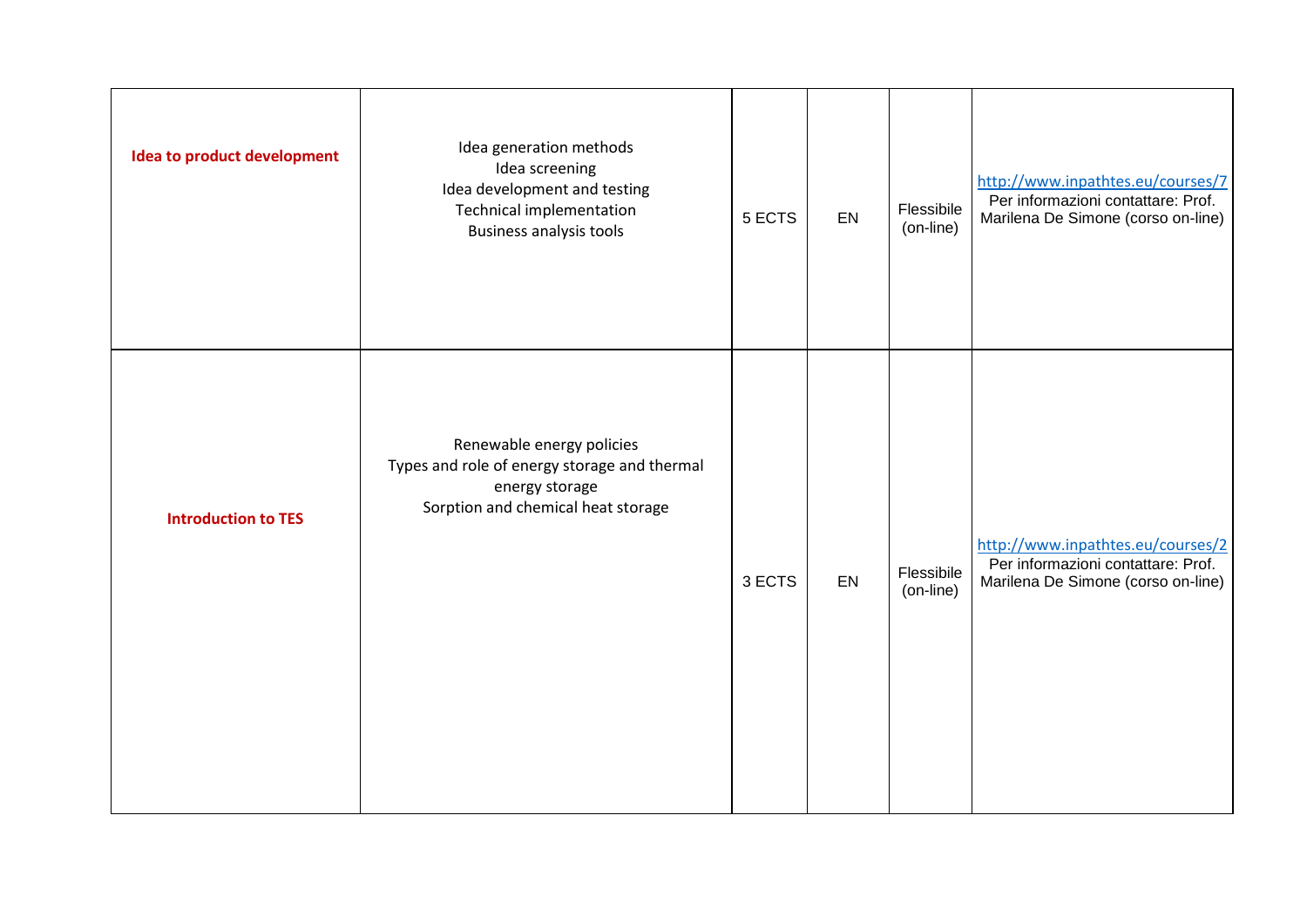| | | | | | |
|---|---|---|---|---|---|
| **Idea to product development** | Idea generation methods<br>Idea screening<br>Idea development and testing<br>Technical implementation<br>Business analysis tools | 5 ECTS | EN | Flessibile (on-line) | http://www.inpathtes.eu/courses/7<br>Per informazioni contattare: Prof. Marilena De Simone (corso on-line) |
| **Introduction to TES** | Renewable energy policies<br>Types and role of energy storage and thermal energy storage<br>Sorption and chemical heat storage | 3 ECTS | EN | Flessibile (on-line) | http://www.inpathtes.eu/courses/2<br>Per informazioni contattare: Prof. Marilena De Simone (corso on-line) |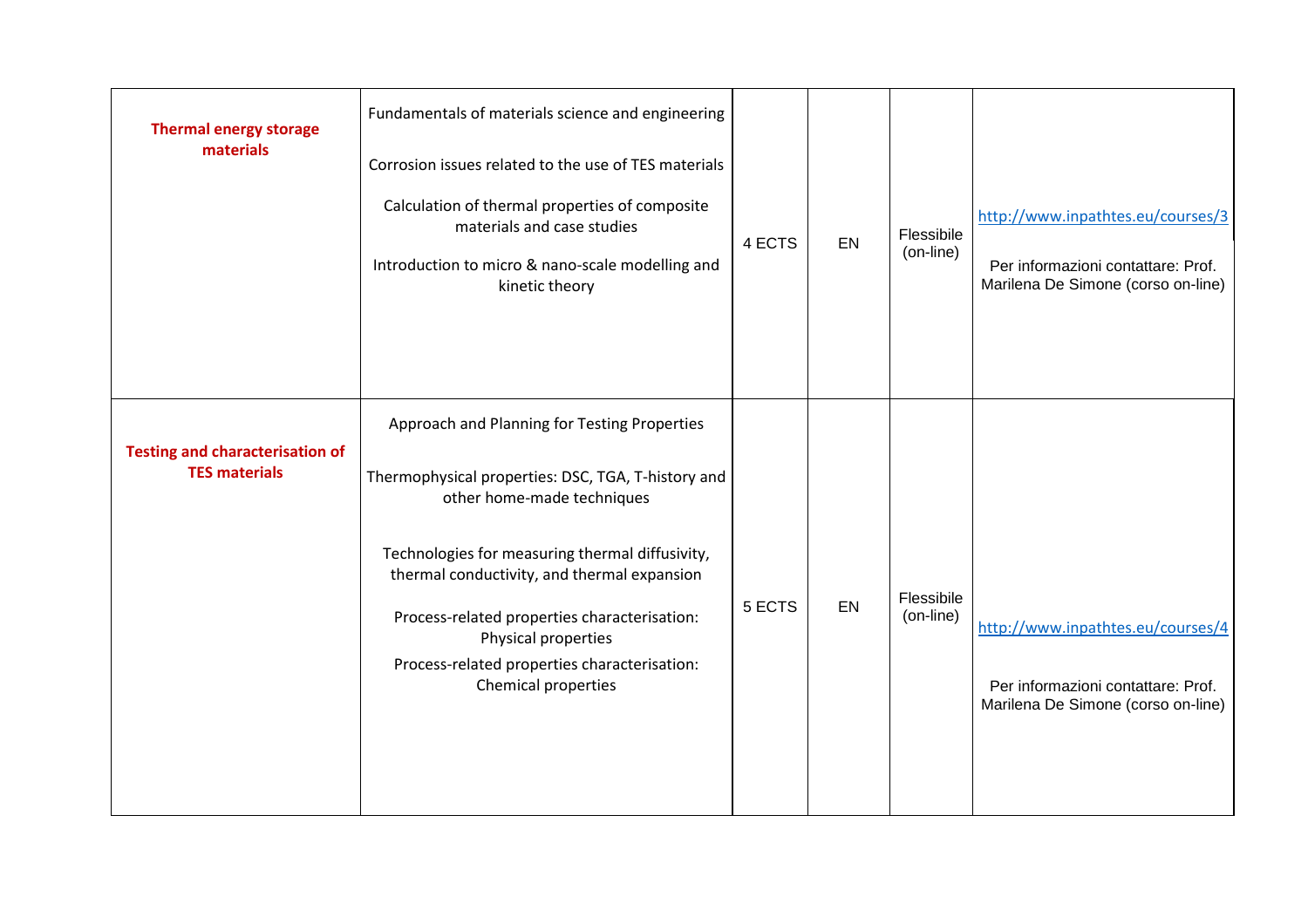| | | | | | |
|---|---|---|---|---|---|
| **Thermal energy storage materials** | Fundamentals of materials science and engineering<br><br>Corrosion issues related to the use of TES materials<br><br>Calculation of thermal properties of composite materials and case studies<br><br>Introduction to micro & nano-scale modelling and kinetic theory | 4 ECTS | EN | Flessibile (on-line) | http://www.inpathtes.eu/courses/3<br><br>Per informazioni contattare: Prof. Marilena De Simone (corso on-line) |
| **Testing and characterisation of TES materials** | Approach and Planning for Testing Properties<br><br>Thermophysical properties: DSC, TGA, T-history and other home-made techniques<br><br>Technologies for measuring thermal diffusivity, thermal conductivity, and thermal expansion<br><br>Process-related properties characterisation: Physical properties<br><br>Process-related properties characterisation: Chemical properties | 5 ECTS | EN | Flessibile (on-line) | http://www.inpathtes.eu/courses/4<br><br>Per informazioni contattare: Prof. Marilena De Simone (corso on-line) |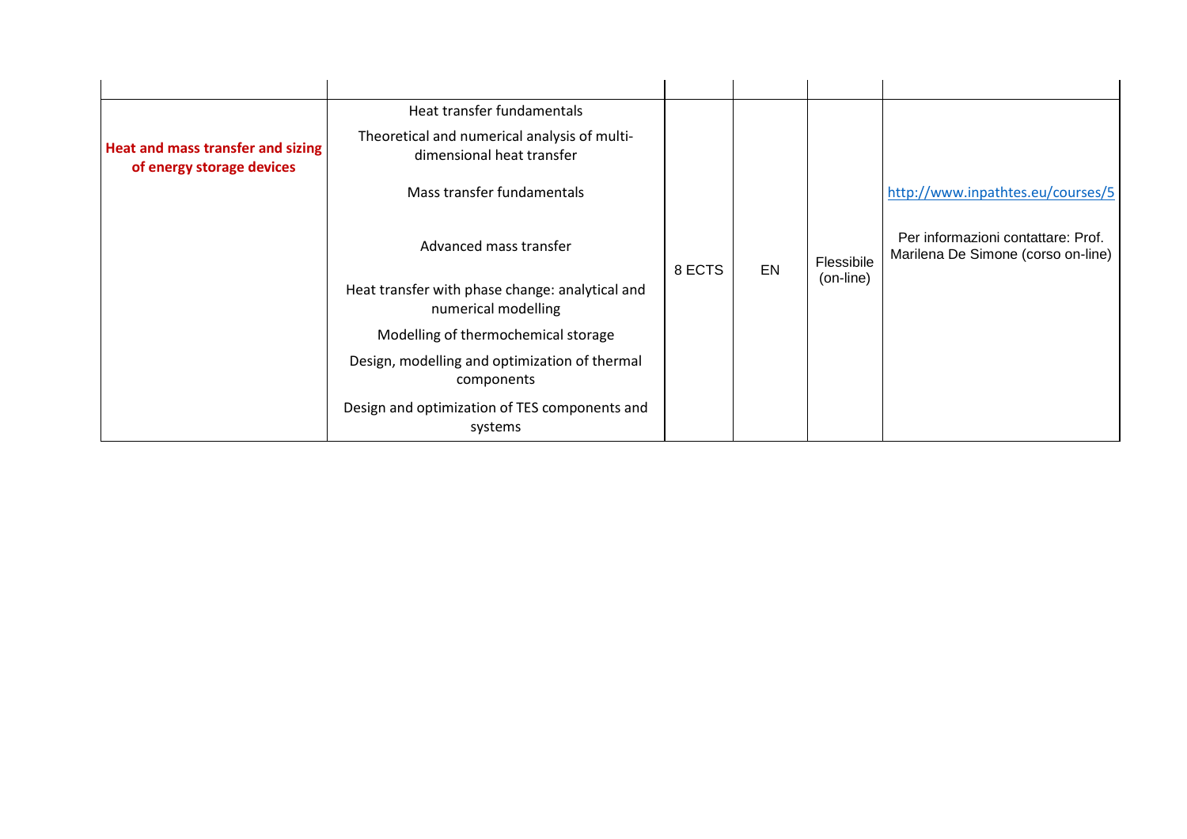| | | | | | |
|---|---|---|---|---|---|
| **Heat and mass transfer and sizing of energy storage devices** | Heat transfer fundamentals<br>Theoretical and numerical analysis of multi-dimensional heat transfer<br>Mass transfer fundamentals<br>Advanced mass transfer<br>Heat transfer with phase change: analytical and numerical modelling<br>Modelling of thermochemical storage<br>Design, modelling and optimization of thermal components<br>Design and optimization of TES components and systems | 8 ECTS | EN | Flessibile (on-line) | http://www.inpathtes.eu/courses/5<br>Per informazioni contattare: Prof. Marilena De Simone (corso on-line) |